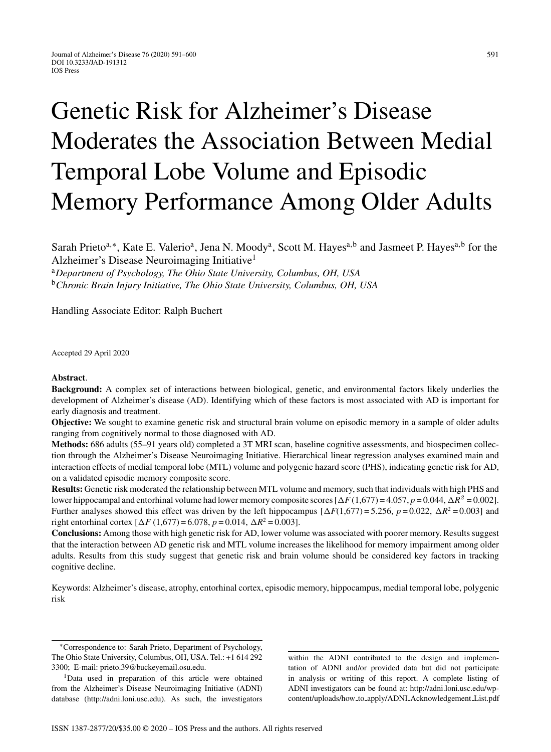# Genetic Risk for Alzheimer's Disease Moderates the Association Between Medial Temporal Lobe Volume and Episodic Memory Performance Among Older Adults

Sarah Prieto[a,*], Kate E. Valerio[a], Jena N. Moody[a], Scott M. Hayes[a,b] and Jasmeet P. Hayes[a,b] for the Alzheimer's Disease Neuroimaging Initiative[1]

[a]*Department of Psychology, The Ohio State University, Columbus, OH, USA*
[b]*Chronic Brain Injury Initiative, The Ohio State University, Columbus, OH, USA*

Handling Associate Editor: Ralph Buchert

Accepted 29 April 2020

**Abstract**.

**Background:** A complex set of interactions between biological, genetic, and environmental factors likely underlies the development of Alzheimer's disease (AD). Identifying which of these factors is most associated with AD is important for early diagnosis and treatment.

**Objective:** We sought to examine genetic risk and structural brain volume on episodic memory in a sample of older adults ranging from cognitively normal to those diagnosed with AD.

**Methods:** 686 adults (55–91 years old) completed a 3T MRI scan, baseline cognitive assessments, and biospecimen collection through the Alzheimer's Disease Neuroimaging Initiative. Hierarchical linear regression analyses examined main and interaction effects of medial temporal lobe (MTL) volume and polygenic hazard score (PHS), indicating genetic risk for AD, on a validated episodic memory composite score.

**Results:** Genetic risk moderated the relationship between MTL volume and memory, such that individuals with high PHS and lower hippocampal and entorhinal volume had lower memory composite scores [$\Delta F\,(1{,}677) = 4.057$, $p = 0.044$, $\Delta R^2 = 0.002$]. Further analyses showed this effect was driven by the left hippocampus [$\Delta F(1{,}677) = 5.256$, $p = 0.022$, $\Delta R^2 = 0.003$] and right entorhinal cortex [$\Delta F\,(1{,}677) = 6.078$, $p = 0.014$, $\Delta R^2 = 0.003$].

**Conclusions:** Among those with high genetic risk for AD, lower volume was associated with poorer memory. Results suggest that the interaction between AD genetic risk and MTL volume increases the likelihood for memory impairment among older adults. Results from this study suggest that genetic risk and brain volume should be considered key factors in tracking cognitive decline.

Keywords: Alzheimer's disease, atrophy, entorhinal cortex, episodic memory, hippocampus, medial temporal lobe, polygenic risk

---

*Correspondence to: Sarah Prieto, Department of Psychology, The Ohio State University, Columbus, OH, USA. Tel.: +1 614 292 3300; E-mail: prieto.39@buckeyemail.osu.edu.

[1]Data used in preparation of this article were obtained from the Alzheimer's Disease Neuroimaging Initiative (ADNI) database (http://adni.loni.usc.edu). As such, the investigators within the ADNI contributed to the design and implementation of ADNI and/or provided data but did not participate in analysis or writing of this report. A complete listing of ADNI investigators can be found at: http://adni.loni.usc.edu/wp-content/uploads/how_to_apply/ADNI_Acknowledgement_List.pdf

ISSN 1387-2877/20/$35.00 © 2020 – IOS Press and the authors. All rights reserved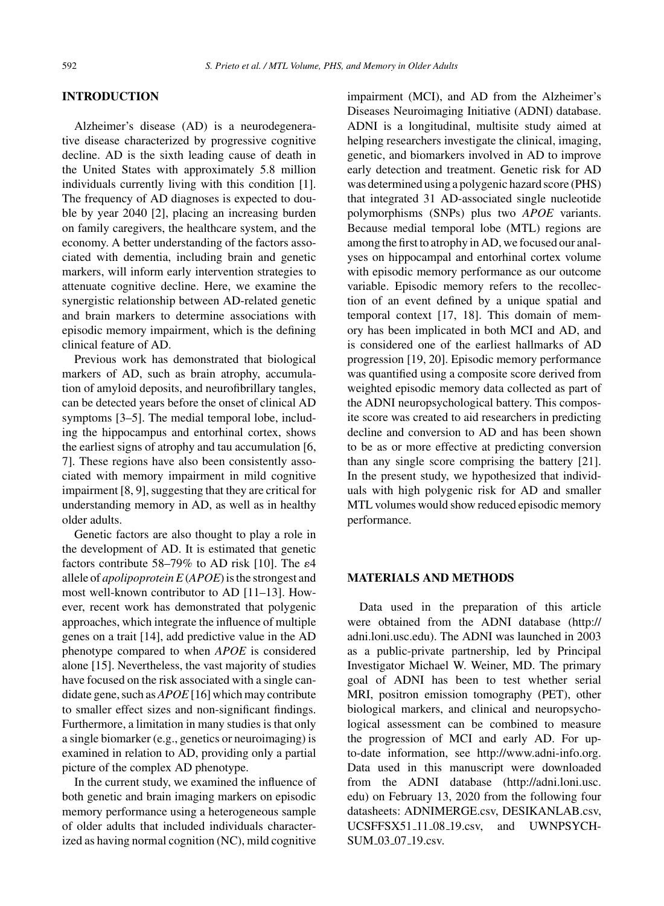## INTRODUCTION

Alzheimer's disease (AD) is a neurodegenerative disease characterized by progressive cognitive decline. AD is the sixth leading cause of death in the United States with approximately 5.8 million individuals currently living with this condition [1]. The frequency of AD diagnoses is expected to double by year 2040 [2], placing an increasing burden on family caregivers, the healthcare system, and the economy. A better understanding of the factors associated with dementia, including brain and genetic markers, will inform early intervention strategies to attenuate cognitive decline. Here, we examine the synergistic relationship between AD-related genetic and brain markers to determine associations with episodic memory impairment, which is the defining clinical feature of AD.

Previous work has demonstrated that biological markers of AD, such as brain atrophy, accumulation of amyloid deposits, and neurofibrillary tangles, can be detected years before the onset of clinical AD symptoms [3–5]. The medial temporal lobe, including the hippocampus and entorhinal cortex, shows the earliest signs of atrophy and tau accumulation [6, 7]. These regions have also been consistently associated with memory impairment in mild cognitive impairment [8, 9], suggesting that they are critical for understanding memory in AD, as well as in healthy older adults.

Genetic factors are also thought to play a role in the development of AD. It is estimated that genetic factors contribute 58–79% to AD risk [10]. The $\varepsilon 4$ allele of *apolipoprotein E* (*APOE*) is the strongest and most well-known contributor to AD [11–13]. However, recent work has demonstrated that polygenic approaches, which integrate the influence of multiple genes on a trait [14], add predictive value in the AD phenotype compared to when *APOE* is considered alone [15]. Nevertheless, the vast majority of studies have focused on the risk associated with a single candidate gene, such as *APOE* [16] which may contribute to smaller effect sizes and non-significant findings. Furthermore, a limitation in many studies is that only a single biomarker (e.g., genetics or neuroimaging) is examined in relation to AD, providing only a partial picture of the complex AD phenotype.

In the current study, we examined the influence of both genetic and brain imaging markers on episodic memory performance using a heterogeneous sample of older adults that included individuals characterized as having normal cognition (NC), mild cognitive impairment (MCI), and AD from the Alzheimer's Diseases Neuroimaging Initiative (ADNI) database. ADNI is a longitudinal, multisite study aimed at helping researchers investigate the clinical, imaging, genetic, and biomarkers involved in AD to improve early detection and treatment. Genetic risk for AD was determined using a polygenic hazard score (PHS) that integrated 31 AD-associated single nucleotide polymorphisms (SNPs) plus two *APOE* variants. Because medial temporal lobe (MTL) regions are among the first to atrophy in AD, we focused our analyses on hippocampal and entorhinal cortex volume with episodic memory performance as our outcome variable. Episodic memory refers to the recollection of an event defined by a unique spatial and temporal context [17, 18]. This domain of memory has been implicated in both MCI and AD, and is considered one of the earliest hallmarks of AD progression [19, 20]. Episodic memory performance was quantified using a composite score derived from weighted episodic memory data collected as part of the ADNI neuropsychological battery. This composite score was created to aid researchers in predicting decline and conversion to AD and has been shown to be as or more effective at predicting conversion than any single score comprising the battery [21]. In the present study, we hypothesized that individuals with high polygenic risk for AD and smaller MTL volumes would show reduced episodic memory performance.

## MATERIALS AND METHODS

Data used in the preparation of this article were obtained from the ADNI database (http://adni.loni.usc.edu). The ADNI was launched in 2003 as a public-private partnership, led by Principal Investigator Michael W. Weiner, MD. The primary goal of ADNI has been to test whether serial MRI, positron emission tomography (PET), other biological markers, and clinical and neuropsychological assessment can be combined to measure the progression of MCI and early AD. For up-to-date information, see http://www.adni-info.org. Data used in this manuscript were downloaded from the ADNI database (http://adni.loni.usc.edu) on February 13, 2020 from the following four datasheets: ADNIMERGE.csv, DESIKANLAB.csv, UCSFFSX51_11_08_19.csv, and UWNPSYCHSUM_03_07_19.csv.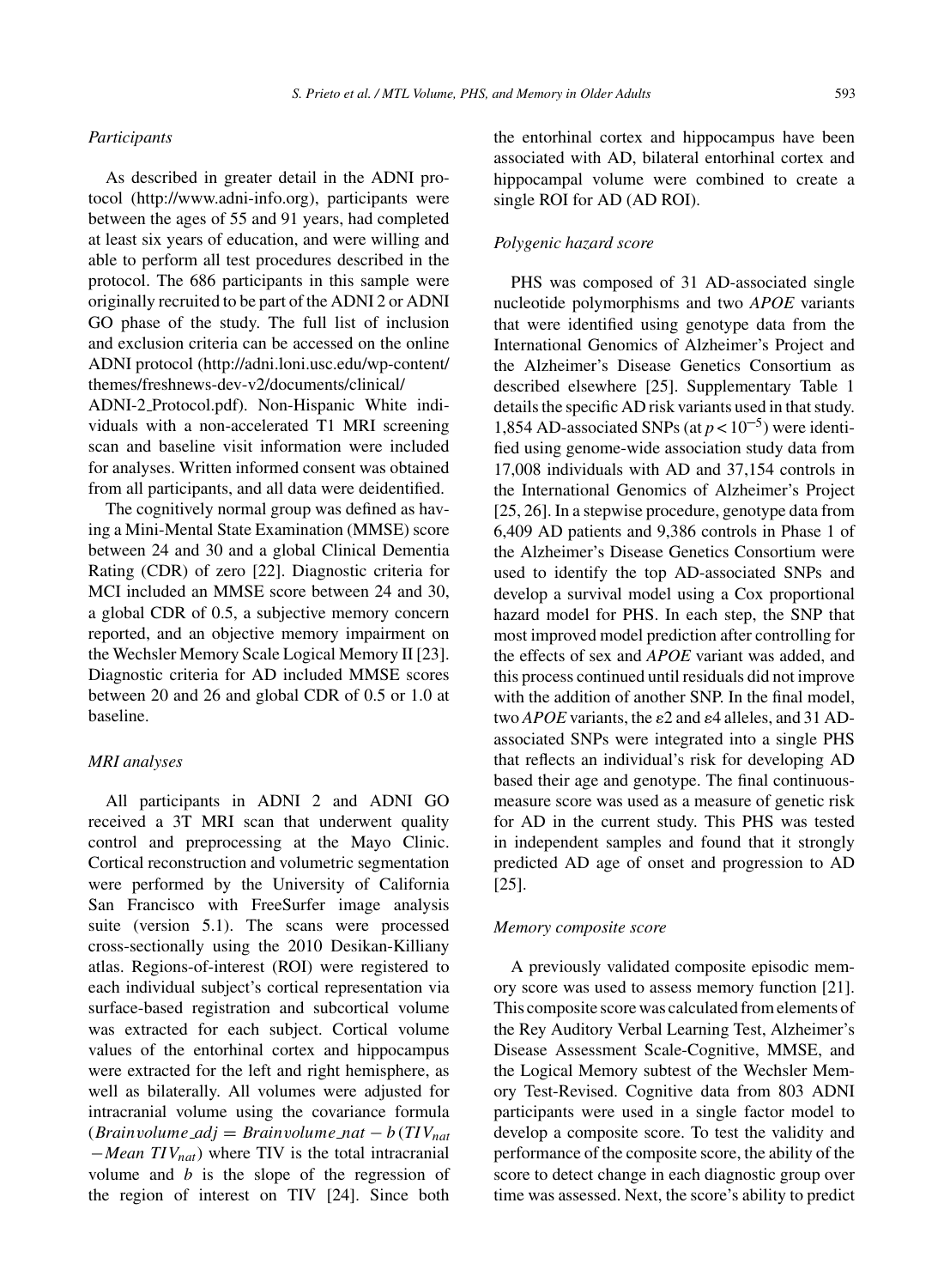### Participants

As described in greater detail in the ADNI protocol (http://www.adni-info.org), participants were between the ages of 55 and 91 years, had completed at least six years of education, and were willing and able to perform all test procedures described in the protocol. The 686 participants in this sample were originally recruited to be part of the ADNI 2 or ADNI GO phase of the study. The full list of inclusion and exclusion criteria can be accessed on the online ADNI protocol (http://adni.loni.usc.edu/wp-content/themes/freshnews-dev-v2/documents/clinical/ADNI-2_Protocol.pdf). Non-Hispanic White individuals with a non-accelerated T1 MRI screening scan and baseline visit information were included for analyses. Written informed consent was obtained from all participants, and all data were deidentified.

The cognitively normal group was defined as having a Mini-Mental State Examination (MMSE) score between 24 and 30 and a global Clinical Dementia Rating (CDR) of zero [22]. Diagnostic criteria for MCI included an MMSE score between 24 and 30, a global CDR of 0.5, a subjective memory concern reported, and an objective memory impairment on the Wechsler Memory Scale Logical Memory II [23]. Diagnostic criteria for AD included MMSE scores between 20 and 26 and global CDR of 0.5 or 1.0 at baseline.

### MRI analyses

All participants in ADNI 2 and ADNI GO received a 3T MRI scan that underwent quality control and preprocessing at the Mayo Clinic. Cortical reconstruction and volumetric segmentation were performed by the University of California San Francisco with FreeSurfer image analysis suite (version 5.1). The scans were processed cross-sectionally using the 2010 Desikan-Killiany atlas. Regions-of-interest (ROI) were registered to each individual subject's cortical representation via surface-based registration and subcortical volume was extracted for each subject. Cortical volume values of the entorhinal cortex and hippocampus were extracted for the left and right hemisphere, as well as bilaterally. All volumes were adjusted for intracranial volume using the covariance formula ($Brainvolume\_adj = Brainvolume\_nat - b\,(TIV_{nat} - Mean\ TIV_{nat})$ where TIV is the total intracranial volume and $b$ is the slope of the regression of the region of interest on TIV [24]. Since both the entorhinal cortex and hippocampus have been associated with AD, bilateral entorhinal cortex and hippocampal volume were combined to create a single ROI for AD (AD ROI).

### Polygenic hazard score

PHS was composed of 31 AD-associated single nucleotide polymorphisms and two *APOE* variants that were identified using genotype data from the International Genomics of Alzheimer's Project and the Alzheimer's Disease Genetics Consortium as described elsewhere [25]. Supplementary Table 1 details the specific AD risk variants used in that study. 1,854 AD-associated SNPs (at $p < 10^{-5}$) were identified using genome-wide association study data from 17,008 individuals with AD and 37,154 controls in the International Genomics of Alzheimer's Project [25, 26]. In a stepwise procedure, genotype data from 6,409 AD patients and 9,386 controls in Phase 1 of the Alzheimer's Disease Genetics Consortium were used to identify the top AD-associated SNPs and develop a survival model using a Cox proportional hazard model for PHS. In each step, the SNP that most improved model prediction after controlling for the effects of sex and *APOE* variant was added, and this process continued until residuals did not improve with the addition of another SNP. In the final model, two *APOE* variants, the $\varepsilon2$ and $\varepsilon4$ alleles, and 31 AD-associated SNPs were integrated into a single PHS that reflects an individual's risk for developing AD based their age and genotype. The final continuous-measure score was used as a measure of genetic risk for AD in the current study. This PHS was tested in independent samples and found that it strongly predicted AD age of onset and progression to AD [25].

### Memory composite score

A previously validated composite episodic memory score was used to assess memory function [21]. This composite score was calculated from elements of the Rey Auditory Verbal Learning Test, Alzheimer's Disease Assessment Scale-Cognitive, MMSE, and the Logical Memory subtest of the Wechsler Memory Test-Revised. Cognitive data from 803 ADNI participants were used in a single factor model to develop a composite score. To test the validity and performance of the composite score, the ability of the score to detect change in each diagnostic group over time was assessed. Next, the score's ability to predict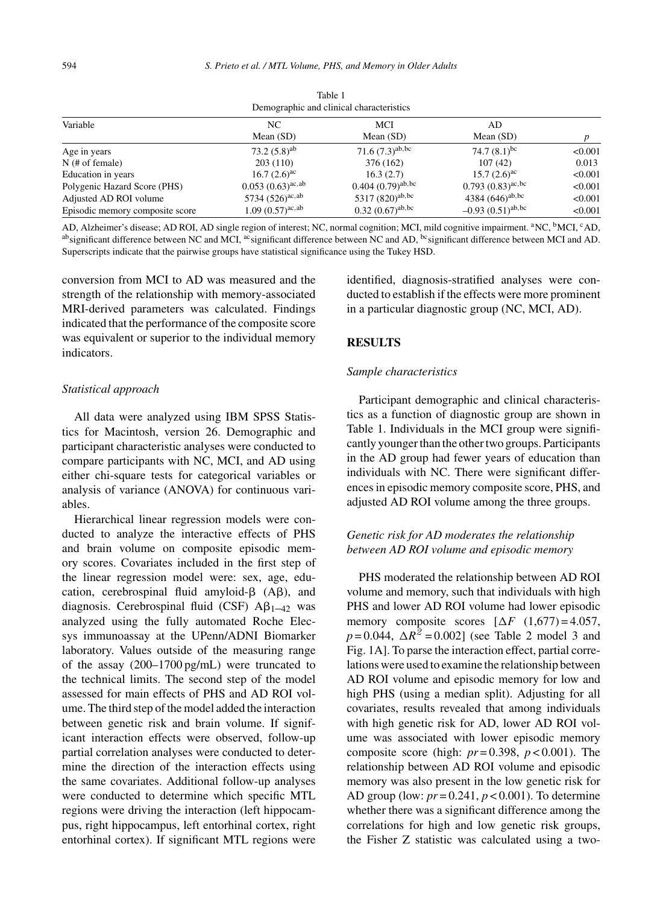Table 1

Demographic and clinical characteristics

| Variable | NC Mean (SD) | MCI Mean (SD) | AD Mean (SD) | $p$ |
|---|---|---|---|---|
| Age in years | 73.2 (5.8)[ab] | 71.6 (7.3)[ab,bc] | 74.7 (8.1)[bc] | <0.001 |
| N (# of female) | 203 (110) | 376 (162) | 107 (42) | 0.013 |
| Education in years | 16.7 (2.6)[ac] | 16.3 (2.7) | 15.7 (2.6)[ac] | <0.001 |
| Polygenic Hazard Score (PHS) | 0.053 (0.63)[ac,ab] | 0.404 (0.79)[ab,bc] | 0.793 (0.83)[ac,bc] | <0.001 |
| Adjusted AD ROI volume | 5734 (526)[ac,ab] | 5317 (820)[ab,bc] | 4384 (646)[ab,bc] | <0.001 |
| Episodic memory composite score | 1.09 (0.57)[ac,ab] | 0.32 (0.67)[ab,bc] | –0.93 (0.51)[ab,bc] | <0.001 |

AD, Alzheimer's disease; AD ROI, AD single region of interest; NC, normal cognition; MCI, mild cognitive impairment. [a]NC, [b]MCI, [c]AD, [ab]significant difference between NC and MCI, [ac]significant difference between NC and AD, [bc]significant difference between MCI and AD. Superscripts indicate that the pairwise groups have statistical significance using the Tukey HSD.

conversion from MCI to AD was measured and the strength of the relationship with memory-associated MRI-derived parameters was calculated. Findings indicated that the performance of the composite score was equivalent or superior to the individual memory indicators.

### *Statistical approach*

All data were analyzed using IBM SPSS Statistics for Macintosh, version 26. Demographic and participant characteristic analyses were conducted to compare participants with NC, MCI, and AD using either chi-square tests for categorical variables or analysis of variance (ANOVA) for continuous variables.

Hierarchical linear regression models were conducted to analyze the interactive effects of PHS and brain volume on composite episodic memory scores. Covariates included in the first step of the linear regression model were: sex, age, education, cerebrospinal fluid amyloid-β (Aβ), and diagnosis. Cerebrospinal fluid (CSF) $A\beta_{1-42}$ was analyzed using the fully automated Roche Elecsys immunoassay at the UPenn/ADNI Biomarker laboratory. Values outside of the measuring range of the assay (200–1700 pg/mL) were truncated to the technical limits. The second step of the model assessed for main effects of PHS and AD ROI volume. The third step of the model added the interaction between genetic risk and brain volume. If significant interaction effects were observed, follow-up partial correlation analyses were conducted to determine the direction of the interaction effects using the same covariates. Additional follow-up analyses were conducted to determine which specific MTL regions were driving the interaction (left hippocampus, right hippocampus, left entorhinal cortex, right entorhinal cortex). If significant MTL regions were identified, diagnosis-stratified analyses were conducted to establish if the effects were more prominent in a particular diagnostic group (NC, MCI, AD).

## RESULTS

### *Sample characteristics*

Participant demographic and clinical characteristics as a function of diagnostic group are shown in Table 1. Individuals in the MCI group were significantly younger than the other two groups. Participants in the AD group had fewer years of education than individuals with NC. There were significant differences in episodic memory composite score, PHS, and adjusted AD ROI volume among the three groups.

### *Genetic risk for AD moderates the relationship between AD ROI volume and episodic memory*

PHS moderated the relationship between AD ROI volume and memory, such that individuals with high PHS and lower AD ROI volume had lower episodic memory composite scores [$\Delta F$ $(1,677) = 4.057$, $p = 0.044$, $\Delta R^2 = 0.002$] (see Table 2 model 3 and Fig. 1A]. To parse the interaction effect, partial correlations were used to examine the relationship between AD ROI volume and episodic memory for low and high PHS (using a median split). Adjusting for all covariates, results revealed that among individuals with high genetic risk for AD, lower AD ROI volume was associated with lower episodic memory composite score (high: $pr = 0.398$, $p < 0.001$). The relationship between AD ROI volume and episodic memory was also present in the low genetic risk for AD group (low: $pr = 0.241$, $p < 0.001$). To determine whether there was a significant difference among the correlations for high and low genetic risk groups, the Fisher Z statistic was calculated using a two-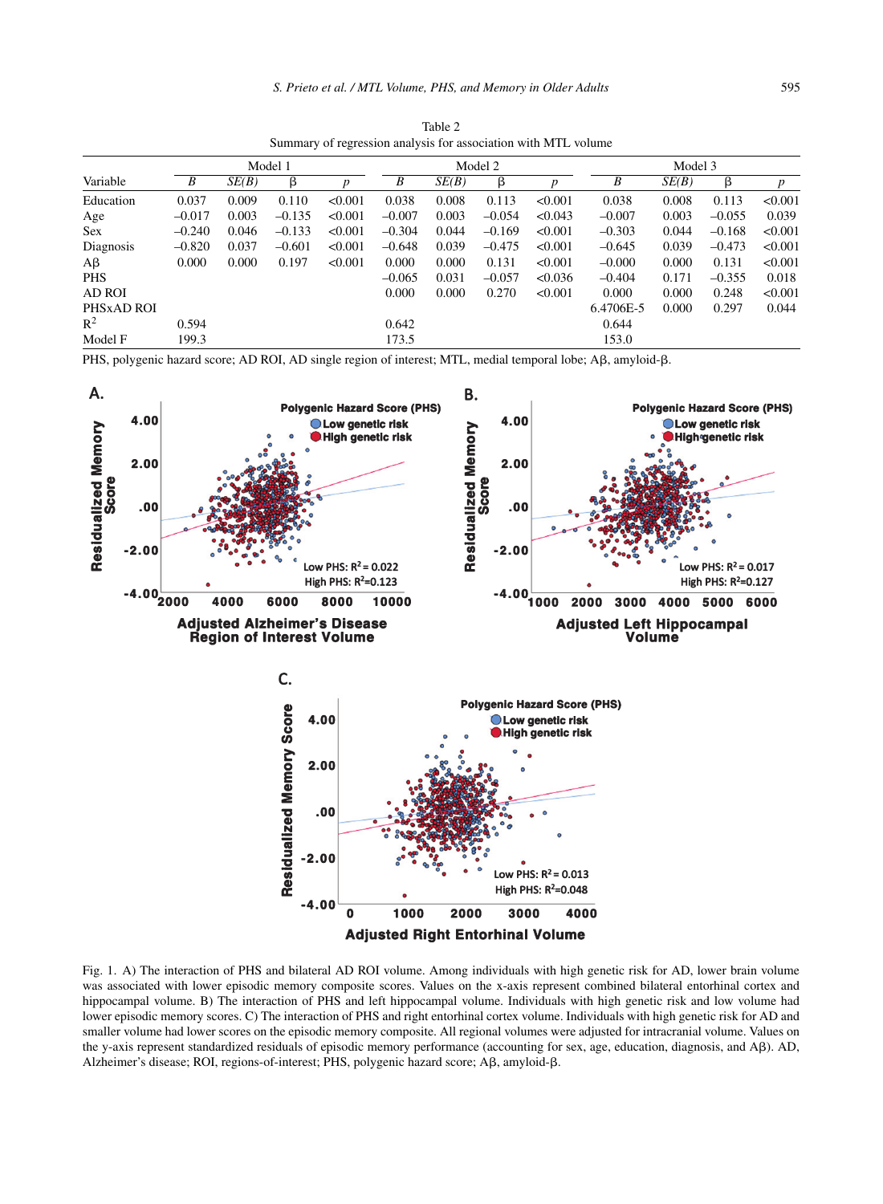Table 2
Summary of regression analysis for association with MTL volume

| Variable | Model 1 | | | | Model 2 | | | | Model 3 | | | |
|---|---|---|---|---|---|---|---|---|---|---|---|---|
| | *B* | *SE(B)* | β | *p* | *B* | *SE(B)* | β | *p* | *B* | *SE(B)* | β | *p* |
| Education | 0.037 | 0.009 | 0.110 | <0.001 | 0.038 | 0.008 | 0.113 | <0.001 | 0.038 | 0.008 | 0.113 | <0.001 |
| Age | –0.017 | 0.003 | –0.135 | <0.001 | –0.007 | 0.003 | –0.054 | <0.043 | –0.007 | 0.003 | –0.055 | 0.039 |
| Sex | –0.240 | 0.046 | –0.133 | <0.001 | –0.304 | 0.044 | –0.169 | <0.001 | –0.303 | 0.044 | –0.168 | <0.001 |
| Diagnosis | –0.820 | 0.037 | –0.601 | <0.001 | –0.648 | 0.039 | –0.475 | <0.001 | –0.645 | 0.039 | –0.473 | <0.001 |
| Aβ | 0.000 | 0.000 | 0.197 | <0.001 | 0.000 | 0.000 | 0.131 | <0.001 | –0.000 | 0.000 | 0.131 | <0.001 |
| PHS | | | | | –0.065 | 0.031 | –0.057 | <0.036 | –0.404 | 0.171 | –0.355 | 0.018 |
| AD ROI | | | | | 0.000 | 0.000 | 0.270 | <0.001 | 0.000 | 0.000 | 0.248 | <0.001 |
| PHSxAD ROI | | | | | | | | | 6.4706E-5 | 0.000 | 0.297 | 0.044 |
| $R^2$ | 0.594 | | | | 0.642 | | | | 0.644 | | | |
| Model F | 199.3 | | | | 173.5 | | | | 153.0 | | | |

PHS, polygenic hazard score; AD ROI, AD single region of interest; MTL, medial temporal lobe; Aβ, amyloid-β.

Fig. 1. A) The interaction of PHS and bilateral AD ROI volume. Among individuals with high genetic risk for AD, lower brain volume was associated with lower episodic memory composite scores. Values on the x-axis represent combined bilateral entorhinal cortex and hippocampal volume. B) The interaction of PHS and left hippocampal volume. Individuals with high genetic risk and low volume had lower episodic memory scores. C) The interaction of PHS and right entorhinal cortex volume. Individuals with high genetic risk for AD and smaller volume had lower scores on the episodic memory composite. All regional volumes were adjusted for intracranial volume. Values on the y-axis represent standardized residuals of episodic memory performance (accounting for sex, age, education, diagnosis, and Aβ). AD, Alzheimer's disease; ROI, regions-of-interest; PHS, polygenic hazard score; Aβ, amyloid-β.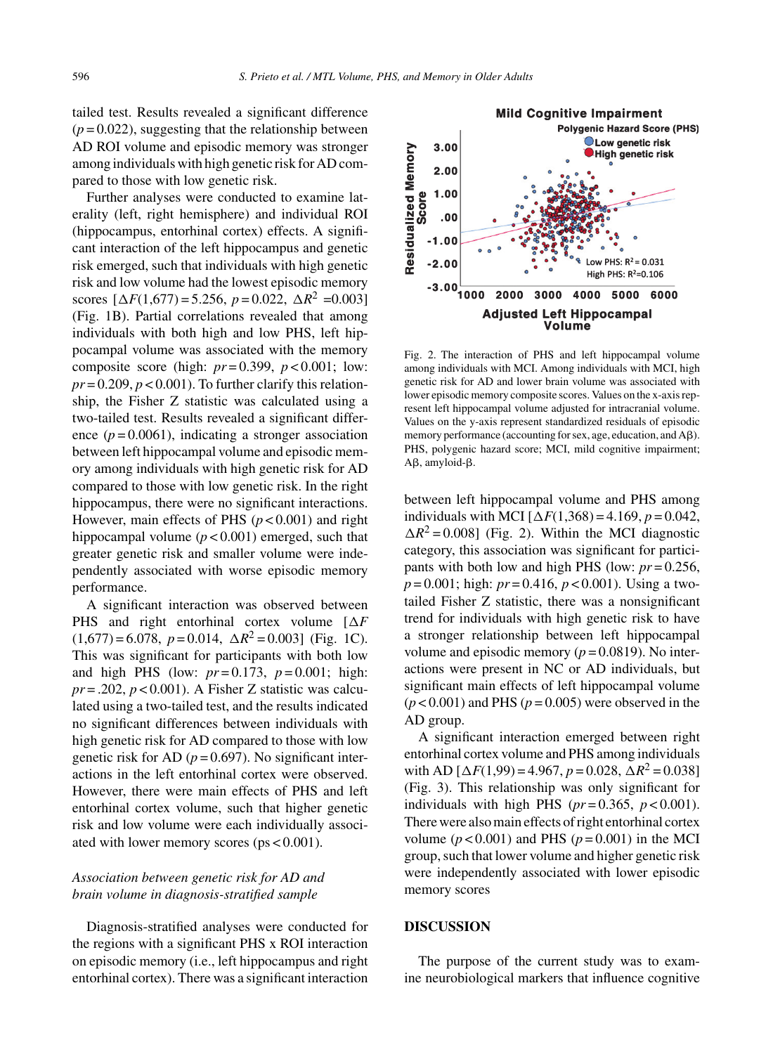tailed test. Results revealed a significant difference ($p = 0.022$), suggesting that the relationship between AD ROI volume and episodic memory was stronger among individuals with high genetic risk for AD compared to those with low genetic risk.

Further analyses were conducted to examine laterality (left, right hemisphere) and individual ROI (hippocampus, entorhinal cortex) effects. A significant interaction of the left hippocampus and genetic risk emerged, such that individuals with high genetic risk and low volume had the lowest episodic memory scores [$\Delta F(1,677) = 5.256$, $p = 0.022$, $\Delta R^2 = 0.003$] (Fig. 1B). Partial correlations revealed that among individuals with both high and low PHS, left hippocampal volume was associated with the memory composite score (high: $pr = 0.399$, $p < 0.001$; low: $pr = 0.209$, $p < 0.001$). To further clarify this relationship, the Fisher Z statistic was calculated using a two-tailed test. Results revealed a significant difference ($p = 0.0061$), indicating a stronger association between left hippocampal volume and episodic memory among individuals with high genetic risk for AD compared to those with low genetic risk. In the right hippocampus, there were no significant interactions. However, main effects of PHS ($p < 0.001$) and right hippocampal volume ($p < 0.001$) emerged, such that greater genetic risk and smaller volume were independently associated with worse episodic memory performance.

A significant interaction was observed between PHS and right entorhinal cortex volume [$\Delta F(1,677) = 6.078$, $p = 0.014$, $\Delta R^2 = 0.003$] (Fig. 1C). This was significant for participants with both low and high PHS (low: $pr = 0.173$, $p = 0.001$; high: $pr = .202$, $p < 0.001$). A Fisher Z statistic was calculated using a two-tailed test, and the results indicated no significant differences between individuals with high genetic risk for AD compared to those with low genetic risk for AD ($p = 0.697$). No significant interactions in the left entorhinal cortex were observed. However, there were main effects of PHS and left entorhinal cortex volume, such that higher genetic risk and low volume were each individually associated with lower memory scores (ps $< 0.001$).

### *Association between genetic risk for AD and brain volume in diagnosis-stratified sample*

Diagnosis-stratified analyses were conducted for the regions with a significant PHS x ROI interaction on episodic memory (i.e., left hippocampus and right entorhinal cortex). There was a significant interaction between left hippocampal volume and PHS among individuals with MCI [$\Delta F(1,368) = 4.169$, $p = 0.042$, $\Delta R^2 = 0.008$] (Fig. 2). Within the MCI diagnostic category, this association was significant for participants with both low and high PHS (low: $pr = 0.256$, $p = 0.001$; high: $pr = 0.416$, $p < 0.001$). Using a two-tailed Fisher Z statistic, there was a nonsignificant trend for individuals with high genetic risk to have a stronger relationship between left hippocampal volume and episodic memory ($p = 0.0819$). No interactions were present in NC or AD individuals, but significant main effects of left hippocampal volume ($p < 0.001$) and PHS ($p = 0.005$) were observed in the AD group.

Fig. 2. The interaction of PHS and left hippocampal volume among individuals with MCI. Among individuals with MCI, high genetic risk for AD and lower brain volume was associated with lower episodic memory composite scores. Values on the x-axis represent left hippocampal volume adjusted for intracranial volume. Values on the y-axis represent standardized residuals of episodic memory performance (accounting for sex, age, education, and Aβ). PHS, polygenic hazard score; MCI, mild cognitive impairment; Aβ, amyloid-β.

A significant interaction emerged between right entorhinal cortex volume and PHS among individuals with AD [$\Delta F(1,99) = 4.967$, $p = 0.028$, $\Delta R^2 = 0.038$] (Fig. 3). This relationship was only significant for individuals with high PHS ($pr = 0.365$, $p < 0.001$). There were also main effects of right entorhinal cortex volume ($p < 0.001$) and PHS ($p = 0.001$) in the MCI group, such that lower volume and higher genetic risk were independently associated with lower episodic memory scores

## DISCUSSION

The purpose of the current study was to examine neurobiological markers that influence cognitive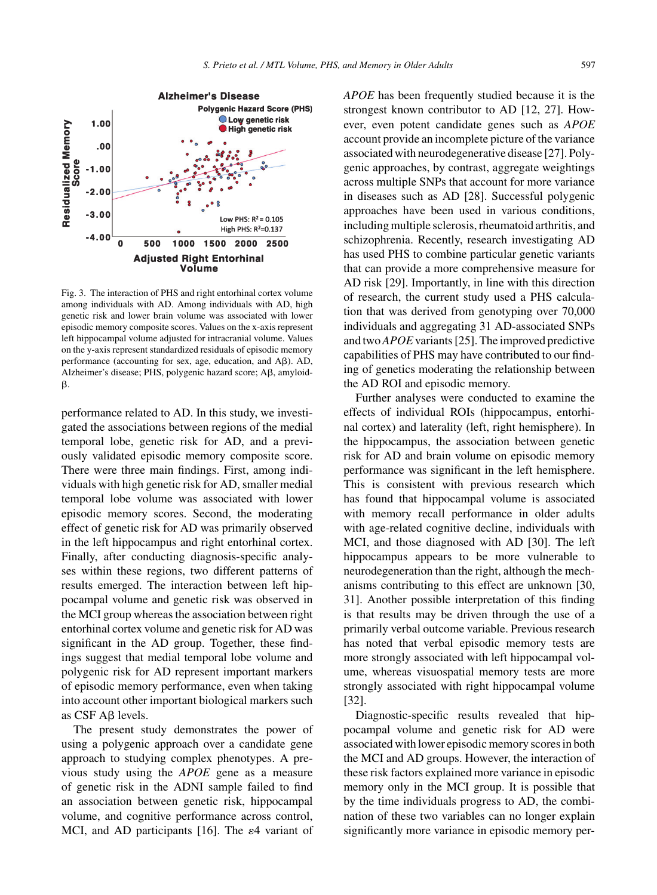Fig. 3. The interaction of PHS and right entorhinal cortex volume among individuals with AD. Among individuals with AD, high genetic risk and lower brain volume was associated with lower episodic memory composite scores. Values on the x-axis represent left hippocampal volume adjusted for intracranial volume. Values on the y-axis represent standardized residuals of episodic memory performance (accounting for sex, age, education, and Aβ). AD, Alzheimer's disease; PHS, polygenic hazard score; Aβ, amyloid-β.

performance related to AD. In this study, we investigated the associations between regions of the medial temporal lobe, genetic risk for AD, and a previously validated episodic memory composite score. There were three main findings. First, among individuals with high genetic risk for AD, smaller medial temporal lobe volume was associated with lower episodic memory scores. Second, the moderating effect of genetic risk for AD was primarily observed in the left hippocampus and right entorhinal cortex. Finally, after conducting diagnosis-specific analyses within these regions, two different patterns of results emerged. The interaction between left hippocampal volume and genetic risk was observed in the MCI group whereas the association between right entorhinal cortex volume and genetic risk for AD was significant in the AD group. Together, these findings suggest that medial temporal lobe volume and polygenic risk for AD represent important markers of episodic memory performance, even when taking into account other important biological markers such as CSF Aβ levels.

The present study demonstrates the power of using a polygenic approach over a candidate gene approach to studying complex phenotypes. A previous study using the *APOE* gene as a measure of genetic risk in the ADNI sample failed to find an association between genetic risk, hippocampal volume, and cognitive performance across control, MCI, and AD participants [16]. The $\varepsilon 4$ variant of *APOE* has been frequently studied because it is the strongest known contributor to AD [12, 27]. However, even potent candidate genes such as *APOE* account provide an incomplete picture of the variance associated with neurodegenerative disease [27]. Polygenic approaches, by contrast, aggregate weightings across multiple SNPs that account for more variance in diseases such as AD [28]. Successful polygenic approaches have been used in various conditions, including multiple sclerosis, rheumatoid arthritis, and schizophrenia. Recently, research investigating AD has used PHS to combine particular genetic variants that can provide a more comprehensive measure for AD risk [29]. Importantly, in line with this direction of research, the current study used a PHS calculation that was derived from genotyping over 70,000 individuals and aggregating 31 AD-associated SNPs and two *APOE* variants [25]. The improved predictive capabilities of PHS may have contributed to our finding of genetics moderating the relationship between the AD ROI and episodic memory.

Further analyses were conducted to examine the effects of individual ROIs (hippocampus, entorhinal cortex) and laterality (left, right hemisphere). In the hippocampus, the association between genetic risk for AD and brain volume on episodic memory performance was significant in the left hemisphere. This is consistent with previous research which has found that hippocampal volume is associated with memory recall performance in older adults with age-related cognitive decline, individuals with MCI, and those diagnosed with AD [30]. The left hippocampus appears to be more vulnerable to neurodegeneration than the right, although the mechanisms contributing to this effect are unknown [30, 31]. Another possible interpretation of this finding is that results may be driven through the use of a primarily verbal outcome variable. Previous research has noted that verbal episodic memory tests are more strongly associated with left hippocampal volume, whereas visuospatial memory tests are more strongly associated with right hippocampal volume [32].

Diagnostic-specific results revealed that hippocampal volume and genetic risk for AD were associated with lower episodic memory scores in both the MCI and AD groups. However, the interaction of these risk factors explained more variance in episodic memory only in the MCI group. It is possible that by the time individuals progress to AD, the combination of these two variables can no longer explain significantly more variance in episodic memory per-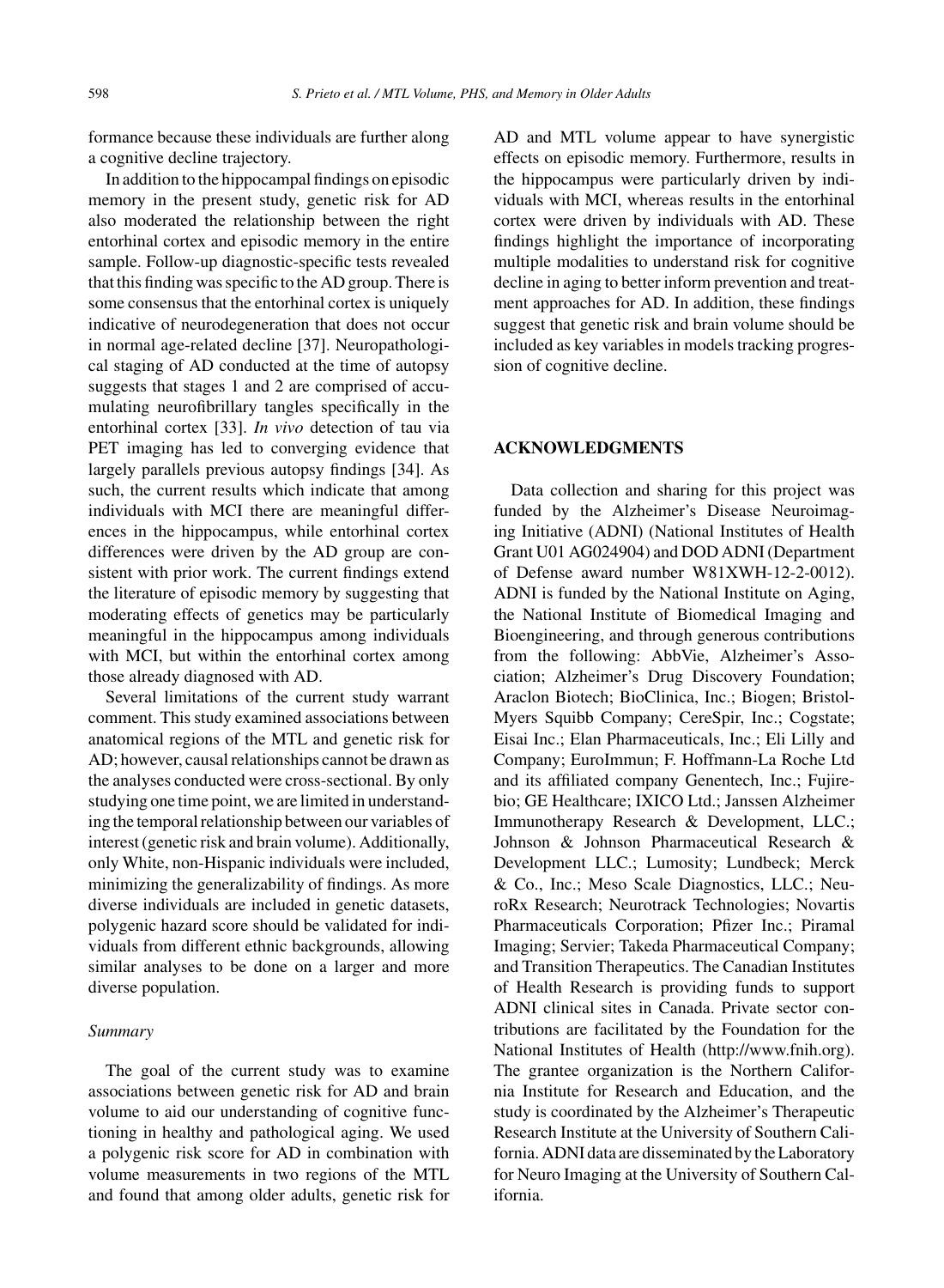formance because these individuals are further along a cognitive decline trajectory.

In addition to the hippocampal findings on episodic memory in the present study, genetic risk for AD also moderated the relationship between the right entorhinal cortex and episodic memory in the entire sample. Follow-up diagnostic-specific tests revealed that this finding was specific to the AD group. There is some consensus that the entorhinal cortex is uniquely indicative of neurodegeneration that does not occur in normal age-related decline [37]. Neuropathological staging of AD conducted at the time of autopsy suggests that stages 1 and 2 are comprised of accumulating neurofibrillary tangles specifically in the entorhinal cortex [33]. *In vivo* detection of tau via PET imaging has led to converging evidence that largely parallels previous autopsy findings [34]. As such, the current results which indicate that among individuals with MCI there are meaningful differences in the hippocampus, while entorhinal cortex differences were driven by the AD group are consistent with prior work. The current findings extend the literature of episodic memory by suggesting that moderating effects of genetics may be particularly meaningful in the hippocampus among individuals with MCI, but within the entorhinal cortex among those already diagnosed with AD.

Several limitations of the current study warrant comment. This study examined associations between anatomical regions of the MTL and genetic risk for AD; however, causal relationships cannot be drawn as the analyses conducted were cross-sectional. By only studying one time point, we are limited in understanding the temporal relationship between our variables of interest (genetic risk and brain volume). Additionally, only White, non-Hispanic individuals were included, minimizing the generalizability of findings. As more diverse individuals are included in genetic datasets, polygenic hazard score should be validated for individuals from different ethnic backgrounds, allowing similar analyses to be done on a larger and more diverse population.

### *Summary*

The goal of the current study was to examine associations between genetic risk for AD and brain volume to aid our understanding of cognitive functioning in healthy and pathological aging. We used a polygenic risk score for AD in combination with volume measurements in two regions of the MTL and found that among older adults, genetic risk for AD and MTL volume appear to have synergistic effects on episodic memory. Furthermore, results in the hippocampus were particularly driven by individuals with MCI, whereas results in the entorhinal cortex were driven by individuals with AD. These findings highlight the importance of incorporating multiple modalities to understand risk for cognitive decline in aging to better inform prevention and treatment approaches for AD. In addition, these findings suggest that genetic risk and brain volume should be included as key variables in models tracking progression of cognitive decline.

## ACKNOWLEDGMENTS

Data collection and sharing for this project was funded by the Alzheimer's Disease Neuroimaging Initiative (ADNI) (National Institutes of Health Grant U01 AG024904) and DOD ADNI (Department of Defense award number W81XWH-12-2-0012). ADNI is funded by the National Institute on Aging, the National Institute of Biomedical Imaging and Bioengineering, and through generous contributions from the following: AbbVie, Alzheimer's Association; Alzheimer's Drug Discovery Foundation; Araclon Biotech; BioClinica, Inc.; Biogen; Bristol-Myers Squibb Company; CereSpir, Inc.; Cogstate; Eisai Inc.; Elan Pharmaceuticals, Inc.; Eli Lilly and Company; EuroImmun; F. Hoffmann-La Roche Ltd and its affiliated company Genentech, Inc.; Fujirebio; GE Healthcare; IXICO Ltd.; Janssen Alzheimer Immunotherapy Research & Development, LLC.; Johnson & Johnson Pharmaceutical Research & Development LLC.; Lumosity; Lundbeck; Merck & Co., Inc.; Meso Scale Diagnostics, LLC.; NeuroRx Research; Neurotrack Technologies; Novartis Pharmaceuticals Corporation; Pfizer Inc.; Piramal Imaging; Servier; Takeda Pharmaceutical Company; and Transition Therapeutics. The Canadian Institutes of Health Research is providing funds to support ADNI clinical sites in Canada. Private sector contributions are facilitated by the Foundation for the National Institutes of Health (http://www.fnih.org). The grantee organization is the Northern California Institute for Research and Education, and the study is coordinated by the Alzheimer's Therapeutic Research Institute at the University of Southern California. ADNI data are disseminated by the Laboratory for Neuro Imaging at the University of Southern California.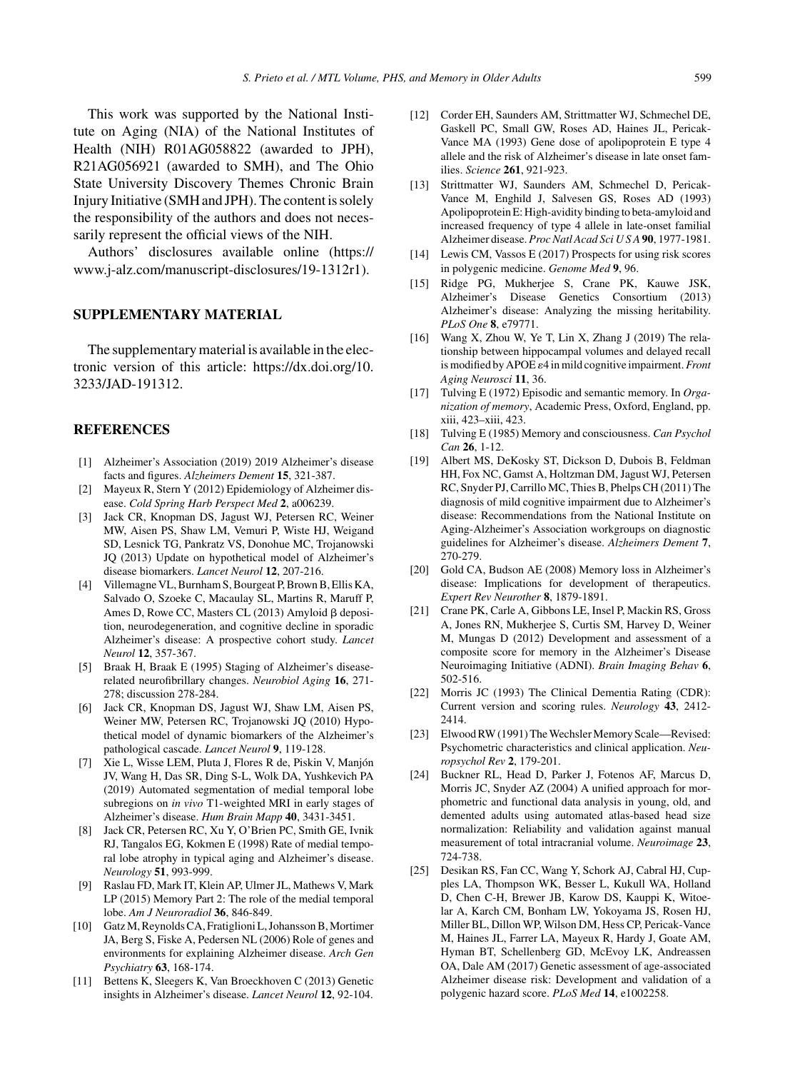This work was supported by the National Institute on Aging (NIA) of the National Institutes of Health (NIH) R01AG058822 (awarded to JPH), R21AG056921 (awarded to SMH), and The Ohio State University Discovery Themes Chronic Brain Injury Initiative (SMH and JPH). The content is solely the responsibility of the authors and does not necessarily represent the official views of the NIH.

Authors' disclosures available online (https://www.j-alz.com/manuscript-disclosures/19-1312r1).

## SUPPLEMENTARY MATERIAL

The supplementary material is available in the electronic version of this article: https://dx.doi.org/10.3233/JAD-191312.

## REFERENCES

- [1] Alzheimer's Association (2019) 2019 Alzheimer's disease facts and figures. *Alzheimers Dement* **15**, 321-387.
- [2] Mayeux R, Stern Y (2012) Epidemiology of Alzheimer disease. *Cold Spring Harb Perspect Med* **2**, a006239.
- [3] Jack CR, Knopman DS, Jagust WJ, Petersen RC, Weiner MW, Aisen PS, Shaw LM, Vemuri P, Wiste HJ, Weigand SD, Lesnick TG, Pankratz VS, Donohue MC, Trojanowski JQ (2013) Update on hypothetical model of Alzheimer's disease biomarkers. *Lancet Neurol* **12**, 207-216.
- [4] Villemagne VL, Burnham S, Bourgeat P, Brown B, Ellis KA, Salvado O, Szoeke C, Macaulay SL, Martins R, Maruff P, Ames D, Rowe CC, Masters CL (2013) Amyloid β deposition, neurodegeneration, and cognitive decline in sporadic Alzheimer's disease: A prospective cohort study. *Lancet Neurol* **12**, 357-367.
- [5] Braak H, Braak E (1995) Staging of Alzheimer's disease-related neurofibrillary changes. *Neurobiol Aging* **16**, 271-278; discussion 278-284.
- [6] Jack CR, Knopman DS, Jagust WJ, Shaw LM, Aisen PS, Weiner MW, Petersen RC, Trojanowski JQ (2010) Hypothetical model of dynamic biomarkers of the Alzheimer's pathological cascade. *Lancet Neurol* **9**, 119-128.
- [7] Xie L, Wisse LEM, Pluta J, Flores R de, Piskin V, Manjón JV, Wang H, Das SR, Ding S-L, Wolk DA, Yushkevich PA (2019) Automated segmentation of medial temporal lobe subregions on *in vivo* T1-weighted MRI in early stages of Alzheimer's disease. *Hum Brain Mapp* **40**, 3431-3451.
- [8] Jack CR, Petersen RC, Xu Y, O'Brien PC, Smith GE, Ivnik RJ, Tangalos EG, Kokmen E (1998) Rate of medial temporal lobe atrophy in typical aging and Alzheimer's disease. *Neurology* **51**, 993-999.
- [9] Raslau FD, Mark IT, Klein AP, Ulmer JL, Mathews V, Mark LP (2015) Memory Part 2: The role of the medial temporal lobe. *Am J Neuroradiol* **36**, 846-849.
- [10] Gatz M, Reynolds CA, Fratiglioni L, Johansson B, Mortimer JA, Berg S, Fiske A, Pedersen NL (2006) Role of genes and environments for explaining Alzheimer disease. *Arch Gen Psychiatry* **63**, 168-174.
- [11] Bettens K, Sleegers K, Van Broeckhoven C (2013) Genetic insights in Alzheimer's disease. *Lancet Neurol* **12**, 92-104.
- [12] Corder EH, Saunders AM, Strittmatter WJ, Schmechel DE, Gaskell PC, Small GW, Roses AD, Haines JL, Pericak-Vance MA (1993) Gene dose of apolipoprotein E type 4 allele and the risk of Alzheimer's disease in late onset families. *Science* **261**, 921-923.
- [13] Strittmatter WJ, Saunders AM, Schmechel D, Pericak-Vance M, Enghild J, Salvesen GS, Roses AD (1993) Apolipoprotein E: High-avidity binding to beta-amyloid and increased frequency of type 4 allele in late-onset familial Alzheimer disease. *Proc Natl Acad Sci U S A* **90**, 1977-1981.
- [14] Lewis CM, Vassos E (2017) Prospects for using risk scores in polygenic medicine. *Genome Med* **9**, 96.
- [15] Ridge PG, Mukherjee S, Crane PK, Kauwe JSK, Alzheimer's Disease Genetics Consortium (2013) Alzheimer's disease: Analyzing the missing heritability. *PLoS One* **8**, e79771.
- [16] Wang X, Zhou W, Ye T, Lin X, Zhang J (2019) The relationship between hippocampal volumes and delayed recall is modified by APOE ε4 in mild cognitive impairment. *Front Aging Neurosci* **11**, 36.
- [17] Tulving E (1972) Episodic and semantic memory. In *Organization of memory*, Academic Press, Oxford, England, pp. xiii, 423–xiii, 423.
- [18] Tulving E (1985) Memory and consciousness. *Can Psychol Can* **26**, 1-12.
- [19] Albert MS, DeKosky ST, Dickson D, Dubois B, Feldman HH, Fox NC, Gamst A, Holtzman DM, Jagust WJ, Petersen RC, Snyder PJ, Carrillo MC, Thies B, Phelps CH (2011) The diagnosis of mild cognitive impairment due to Alzheimer's disease: Recommendations from the National Institute on Aging-Alzheimer's Association workgroups on diagnostic guidelines for Alzheimer's disease. *Alzheimers Dement* **7**, 270-279.
- [20] Gold CA, Budson AE (2008) Memory loss in Alzheimer's disease: Implications for development of therapeutics. *Expert Rev Neurother* **8**, 1879-1891.
- [21] Crane PK, Carle A, Gibbons LE, Insel P, Mackin RS, Gross A, Jones RN, Mukherjee S, Curtis SM, Harvey D, Weiner M, Mungas D (2012) Development and assessment of a composite score for memory in the Alzheimer's Disease Neuroimaging Initiative (ADNI). *Brain Imaging Behav* **6**, 502-516.
- [22] Morris JC (1993) The Clinical Dementia Rating (CDR): Current version and scoring rules. *Neurology* **43**, 2412-2414.
- [23] Elwood RW (1991) The Wechsler Memory Scale—Revised: Psychometric characteristics and clinical application. *Neuropsychol Rev* **2**, 179-201.
- [24] Buckner RL, Head D, Parker J, Fotenos AF, Marcus D, Morris JC, Snyder AZ (2004) A unified approach for morphometric and functional data analysis in young, old, and demented adults using automated atlas-based head size normalization: Reliability and validation against manual measurement of total intracranial volume. *Neuroimage* **23**, 724-738.
- [25] Desikan RS, Fan CC, Wang Y, Schork AJ, Cabral HJ, Cupples LA, Thompson WK, Besser L, Kukull WA, Holland D, Chen C-H, Brewer JB, Karow DS, Kauppi K, Witoelar A, Karch CM, Bonham LW, Yokoyama JS, Rosen HJ, Miller BL, Dillon WP, Wilson DM, Hess CP, Pericak-Vance M, Haines JL, Farrer LA, Mayeux R, Hardy J, Goate AM, Hyman BT, Schellenberg GD, McEvoy LK, Andreassen OA, Dale AM (2017) Genetic assessment of age-associated Alzheimer disease risk: Development and validation of a polygenic hazard score. *PLoS Med* **14**, e1002258.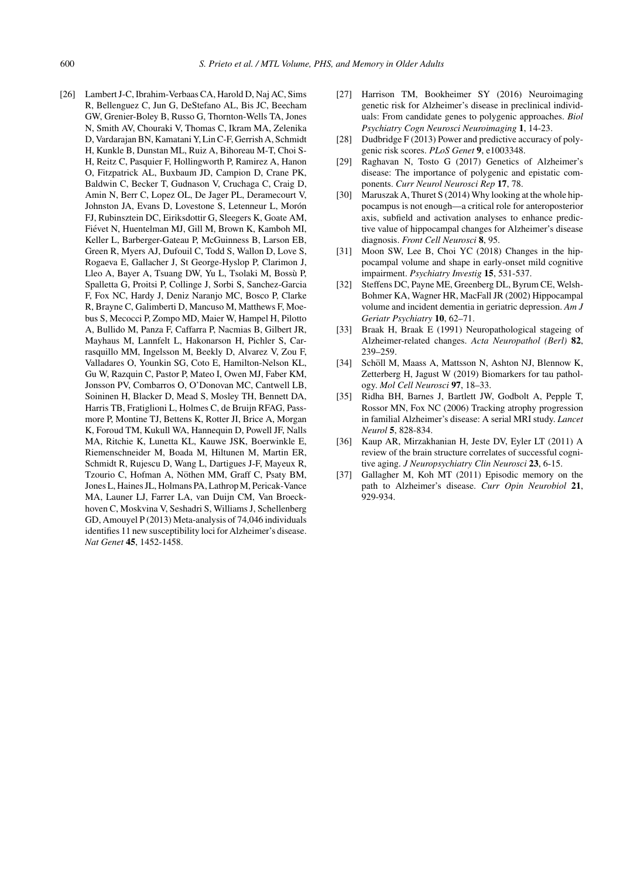[26] Lambert J-C, Ibrahim-Verbaas CA, Harold D, Naj AC, Sims R, Bellenguez C, Jun G, DeStefano AL, Bis JC, Beecham GW, Grenier-Boley B, Russo G, Thornton-Wells TA, Jones N, Smith AV, Chouraki V, Thomas C, Ikram MA, Zelenika D, Vardarajan BN, Kamatani Y, Lin C-F, Gerrish A, Schmidt H, Kunkle B, Dunstan ML, Ruiz A, Bihoreau M-T, Choi S-H, Reitz C, Pasquier F, Hollingworth P, Ramirez A, Hanon O, Fitzpatrick AL, Buxbaum JD, Campion D, Crane PK, Baldwin C, Becker T, Gudnason V, Cruchaga C, Craig D, Amin N, Berr C, Lopez OL, De Jager PL, Deramecourt V, Johnston JA, Evans D, Lovestone S, Letenneur L, Morón FJ, Rubinsztein DC, Eiriksdottir G, Sleegers K, Goate AM, Fiévet N, Huentelman MJ, Gill M, Brown K, Kamboh MI, Keller L, Barberger-Gateau P, McGuinness B, Larson EB, Green R, Myers AJ, Dufouil C, Todd S, Wallon D, Love S, Rogaeva E, Gallacher J, St George-Hyslop P, Clarimon J, Lleo A, Bayer A, Tsuang DW, Yu L, Tsolaki M, Bossù P, Spalletta G, Proitsi P, Collinge J, Sorbi S, Sanchez-Garcia F, Fox NC, Hardy J, Deniz Naranjo MC, Bosco P, Clarke R, Brayne C, Galimberti D, Mancuso M, Matthews F, Moebus S, Mecocci P, Zompo MD, Maier W, Hampel H, Pilotto A, Bullido M, Panza F, Caffarra P, Nacmias B, Gilbert JR, Mayhaus M, Lannfelt L, Hakonarson H, Pichler S, Carrasquillo MM, Ingelsson M, Beekly D, Alvarez V, Zou F, Valladares O, Younkin SG, Coto E, Hamilton-Nelson KL, Gu W, Razquin C, Pastor P, Mateo I, Owen MJ, Faber KM, Jonsson PV, Combarros O, O'Donovan MC, Cantwell LB, Soininen H, Blacker D, Mead S, Mosley TH, Bennett DA, Harris TB, Fratiglioni L, Holmes C, de Bruijn RFAG, Passmore P, Montine TJ, Bettens K, Rotter JI, Brice A, Morgan K, Foroud TM, Kukull WA, Hannequin D, Powell JF, Nalls MA, Ritchie K, Lunetta KL, Kauwe JSK, Boerwinkle E, Riemenschneider M, Boada M, Hiltunen M, Martin ER, Schmidt R, Rujescu D, Wang L, Dartigues J-F, Mayeux R, Tzourio C, Hofman A, Nöthen MM, Graff C, Psaty BM, Jones L, Haines JL, Holmans PA, Lathrop M, Pericak-Vance MA, Launer LJ, Farrer LA, van Duijn CM, Van Broeckhoven C, Moskvina V, Seshadri S, Williams J, Schellenberg GD, Amouyel P (2013) Meta-analysis of 74,046 individuals identifies 11 new susceptibility loci for Alzheimer's disease. *Nat Genet* **45**, 1452-1458.

[27] Harrison TM, Bookheimer SY (2016) Neuroimaging genetic risk for Alzheimer's disease in preclinical individuals: From candidate genes to polygenic approaches. *Biol Psychiatry Cogn Neurosci Neuroimaging* **1**, 14-23.

[28] Dudbridge F (2013) Power and predictive accuracy of polygenic risk scores. *PLoS Genet* **9**, e1003348.

[29] Raghavan N, Tosto G (2017) Genetics of Alzheimer's disease: The importance of polygenic and epistatic components. *Curr Neurol Neurosci Rep* **17**, 78.

[30] Maruszak A, Thuret S (2014) Why looking at the whole hippocampus is not enough—a critical role for anteroposterior axis, subfield and activation analyses to enhance predictive value of hippocampal changes for Alzheimer's disease diagnosis. *Front Cell Neurosci* **8**, 95.

[31] Moon SW, Lee B, Choi YC (2018) Changes in the hippocampal volume and shape in early-onset mild cognitive impairment. *Psychiatry Investig* **15**, 531-537.

[32] Steffens DC, Payne ME, Greenberg DL, Byrum CE, Welsh-Bohmer KA, Wagner HR, MacFall JR (2002) Hippocampal volume and incident dementia in geriatric depression. *Am J Geriatr Psychiatry* **10**, 62–71.

[33] Braak H, Braak E (1991) Neuropathological stageing of Alzheimer-related changes. *Acta Neuropathol (Berl)* **82**, 239–259.

[34] Schöll M, Maass A, Mattsson N, Ashton NJ, Blennow K, Zetterberg H, Jagust W (2019) Biomarkers for tau pathology. *Mol Cell Neurosci* **97**, 18–33.

[35] Ridha BH, Barnes J, Bartlett JW, Godbolt A, Pepple T, Rossor MN, Fox NC (2006) Tracking atrophy progression in familial Alzheimer's disease: A serial MRI study. *Lancet Neurol* **5**, 828-834.

[36] Kaup AR, Mirzakhanian H, Jeste DV, Eyler LT (2011) A review of the brain structure correlates of successful cognitive aging. *J Neuropsychiatry Clin Neurosci* **23**, 6-15.

[37] Gallagher M, Koh MT (2011) Episodic memory on the path to Alzheimer's disease. *Curr Opin Neurobiol* **21**, 929-934.